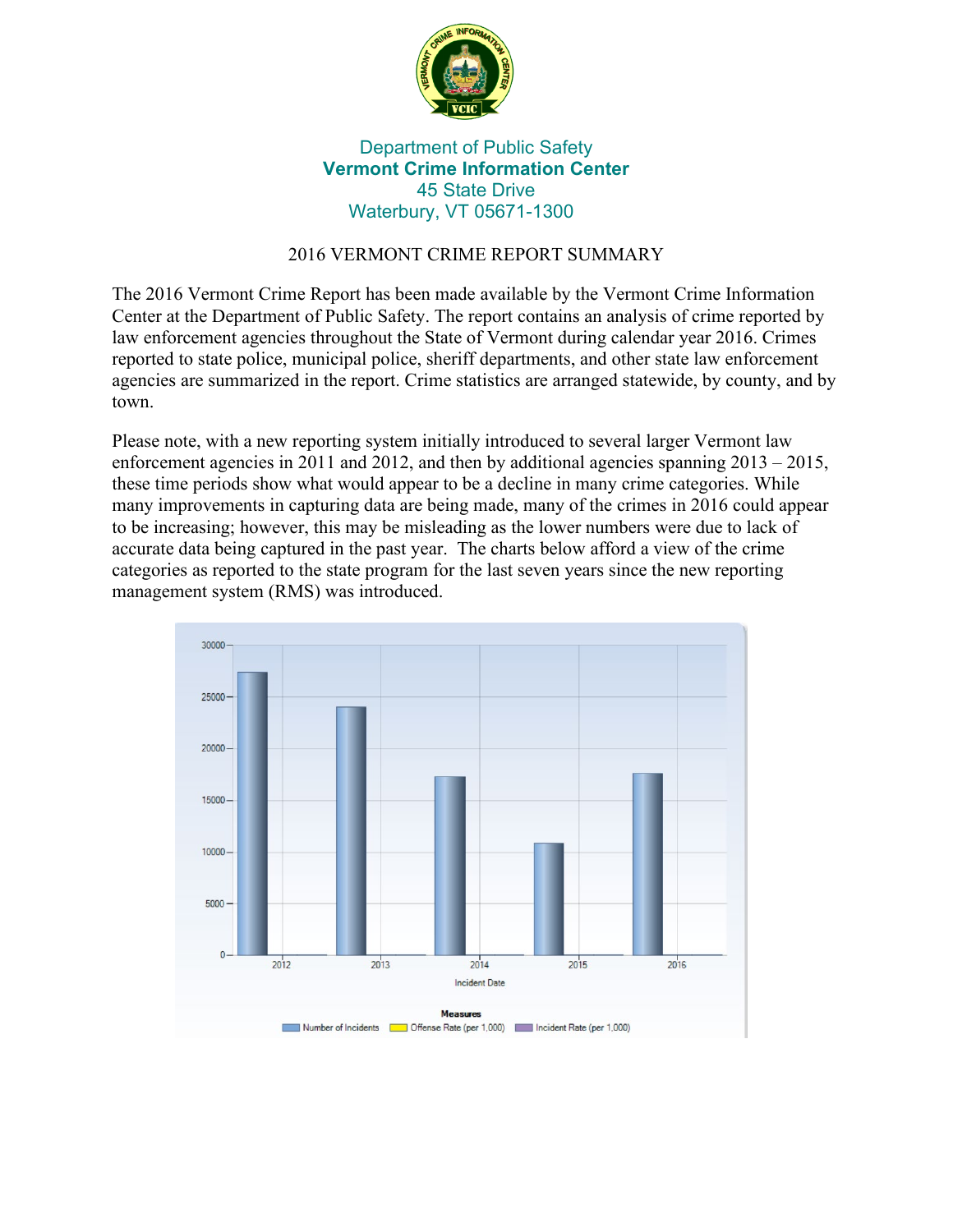Department of Public Safety
**Vermont Crime Information Center**
45 State Drive
Waterbury, VT 05671-1300

# 2016 VERMONT CRIME REPORT SUMMARY

The 2016 Vermont Crime Report has been made available by the Vermont Crime Information Center at the Department of Public Safety. The report contains an analysis of crime reported by law enforcement agencies throughout the State of Vermont during calendar year 2016. Crimes reported to state police, municipal police, sheriff departments, and other state law enforcement agencies are summarized in the report. Crime statistics are arranged statewide, by county, and by town.

Please note, with a new reporting system initially introduced to several larger Vermont law enforcement agencies in 2011 and 2012, and then by additional agencies spanning 2013 – 2015, these time periods show what would appear to be a decline in many crime categories. While many improvements in capturing data are being made, many of the crimes in 2016 could appear to be increasing; however, this may be misleading as the lower numbers were due to lack of accurate data being captured in the past year. The charts below afford a view of the crime categories as reported to the state program for the last seven years since the new reporting management system (RMS) was introduced.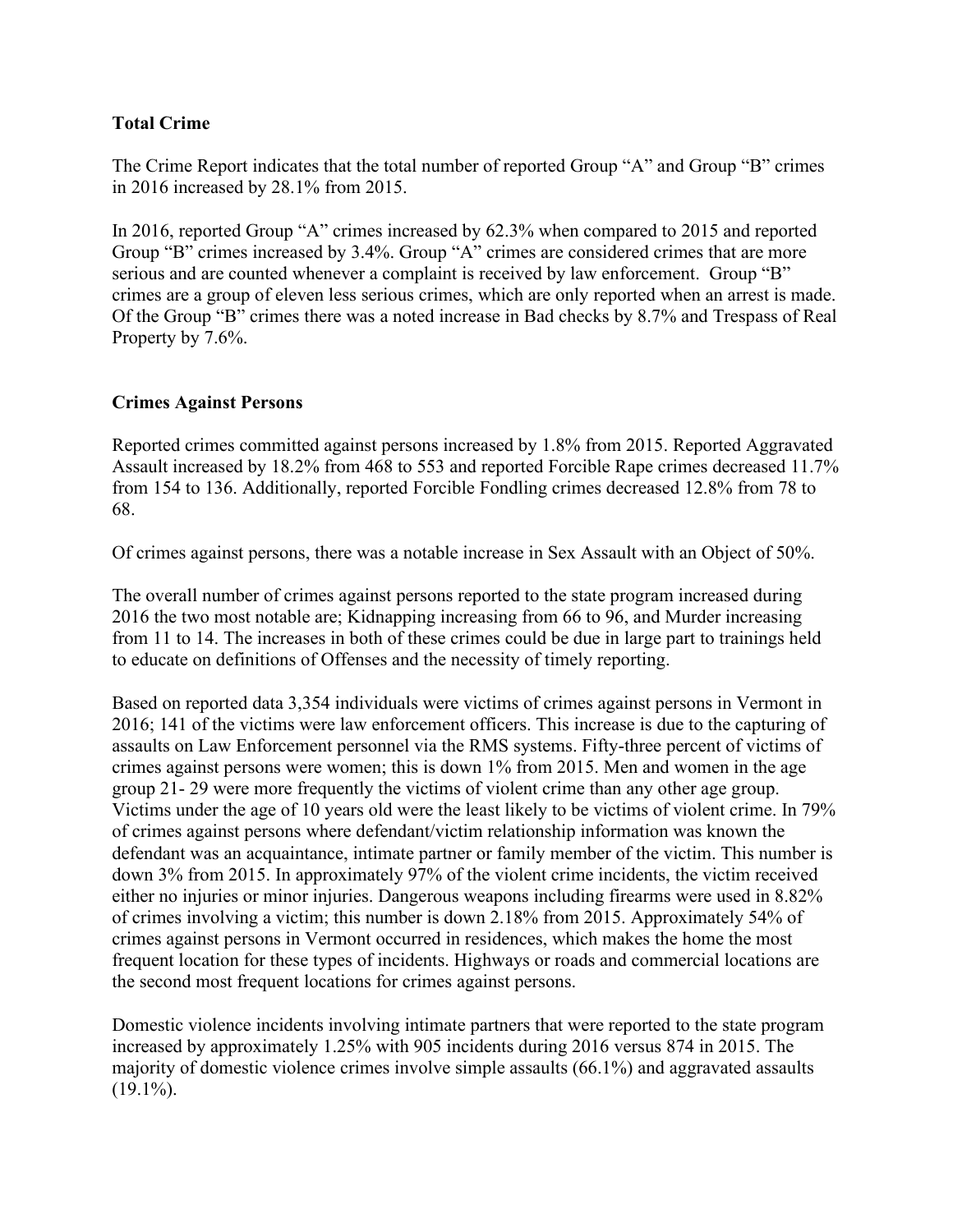**Total Crime**

The Crime Report indicates that the total number of reported Group "A" and Group "B" crimes in 2016 increased by 28.1% from 2015.

In 2016, reported Group "A" crimes increased by 62.3% when compared to 2015 and reported Group "B" crimes increased by 3.4%. Group "A" crimes are considered crimes that are more serious and are counted whenever a complaint is received by law enforcement. Group "B" crimes are a group of eleven less serious crimes, which are only reported when an arrest is made. Of the Group "B" crimes there was a noted increase in Bad checks by 8.7% and Trespass of Real Property by 7.6%.

**Crimes Against Persons**

Reported crimes committed against persons increased by 1.8% from 2015. Reported Aggravated Assault increased by 18.2% from 468 to 553 and reported Forcible Rape crimes decreased 11.7% from 154 to 136. Additionally, reported Forcible Fondling crimes decreased 12.8% from 78 to 68.

Of crimes against persons, there was a notable increase in Sex Assault with an Object of 50%.

The overall number of crimes against persons reported to the state program increased during 2016 the two most notable are; Kidnapping increasing from 66 to 96, and Murder increasing from 11 to 14. The increases in both of these crimes could be due in large part to trainings held to educate on definitions of Offenses and the necessity of timely reporting.

Based on reported data 3,354 individuals were victims of crimes against persons in Vermont in 2016; 141 of the victims were law enforcement officers. This increase is due to the capturing of assaults on Law Enforcement personnel via the RMS systems. Fifty-three percent of victims of crimes against persons were women; this is down 1% from 2015. Men and women in the age group 21- 29 were more frequently the victims of violent crime than any other age group. Victims under the age of 10 years old were the least likely to be victims of violent crime. In 79% of crimes against persons where defendant/victim relationship information was known the defendant was an acquaintance, intimate partner or family member of the victim. This number is down 3% from 2015. In approximately 97% of the violent crime incidents, the victim received either no injuries or minor injuries. Dangerous weapons including firearms were used in 8.82% of crimes involving a victim; this number is down 2.18% from 2015. Approximately 54% of crimes against persons in Vermont occurred in residences, which makes the home the most frequent location for these types of incidents. Highways or roads and commercial locations are the second most frequent locations for crimes against persons.

Domestic violence incidents involving intimate partners that were reported to the state program increased by approximately 1.25% with 905 incidents during 2016 versus 874 in 2015. The majority of domestic violence crimes involve simple assaults (66.1%) and aggravated assaults (19.1%).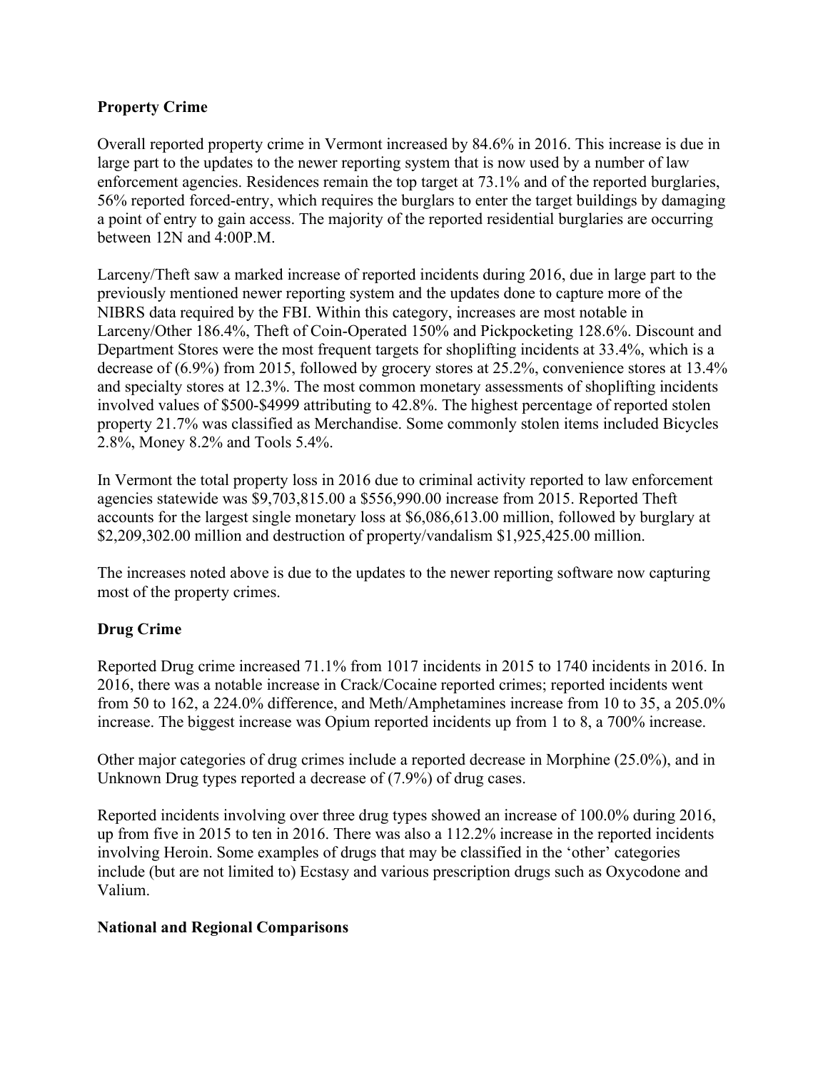**Property Crime**

Overall reported property crime in Vermont increased by 84.6% in 2016. This increase is due in large part to the updates to the newer reporting system that is now used by a number of law enforcement agencies. Residences remain the top target at 73.1% and of the reported burglaries, 56% reported forced-entry, which requires the burglars to enter the target buildings by damaging a point of entry to gain access. The majority of the reported residential burglaries are occurring between 12N and 4:00P.M.

Larceny/Theft saw a marked increase of reported incidents during 2016, due in large part to the previously mentioned newer reporting system and the updates done to capture more of the NIBRS data required by the FBI. Within this category, increases are most notable in Larceny/Other 186.4%, Theft of Coin-Operated 150% and Pickpocketing 128.6%. Discount and Department Stores were the most frequent targets for shoplifting incidents at 33.4%, which is a decrease of (6.9%) from 2015, followed by grocery stores at 25.2%, convenience stores at 13.4% and specialty stores at 12.3%. The most common monetary assessments of shoplifting incidents involved values of $500-$4999 attributing to 42.8%. The highest percentage of reported stolen property 21.7% was classified as Merchandise. Some commonly stolen items included Bicycles 2.8%, Money 8.2% and Tools 5.4%.

In Vermont the total property loss in 2016 due to criminal activity reported to law enforcement agencies statewide was $9,703,815.00 a $556,990.00 increase from 2015. Reported Theft accounts for the largest single monetary loss at $6,086,613.00 million, followed by burglary at $2,209,302.00 million and destruction of property/vandalism $1,925,425.00 million.

The increases noted above is due to the updates to the newer reporting software now capturing most of the property crimes.

**Drug Crime**

Reported Drug crime increased 71.1% from 1017 incidents in 2015 to 1740 incidents in 2016. In 2016, there was a notable increase in Crack/Cocaine reported crimes; reported incidents went from 50 to 162, a 224.0% difference, and Meth/Amphetamines increase from 10 to 35, a 205.0% increase. The biggest increase was Opium reported incidents up from 1 to 8, a 700% increase.

Other major categories of drug crimes include a reported decrease in Morphine (25.0%), and in Unknown Drug types reported a decrease of (7.9%) of drug cases.

Reported incidents involving over three drug types showed an increase of 100.0% during 2016, up from five in 2015 to ten in 2016. There was also a 112.2% increase in the reported incidents involving Heroin. Some examples of drugs that may be classified in the 'other' categories include (but are not limited to) Ecstasy and various prescription drugs such as Oxycodone and Valium.

**National and Regional Comparisons**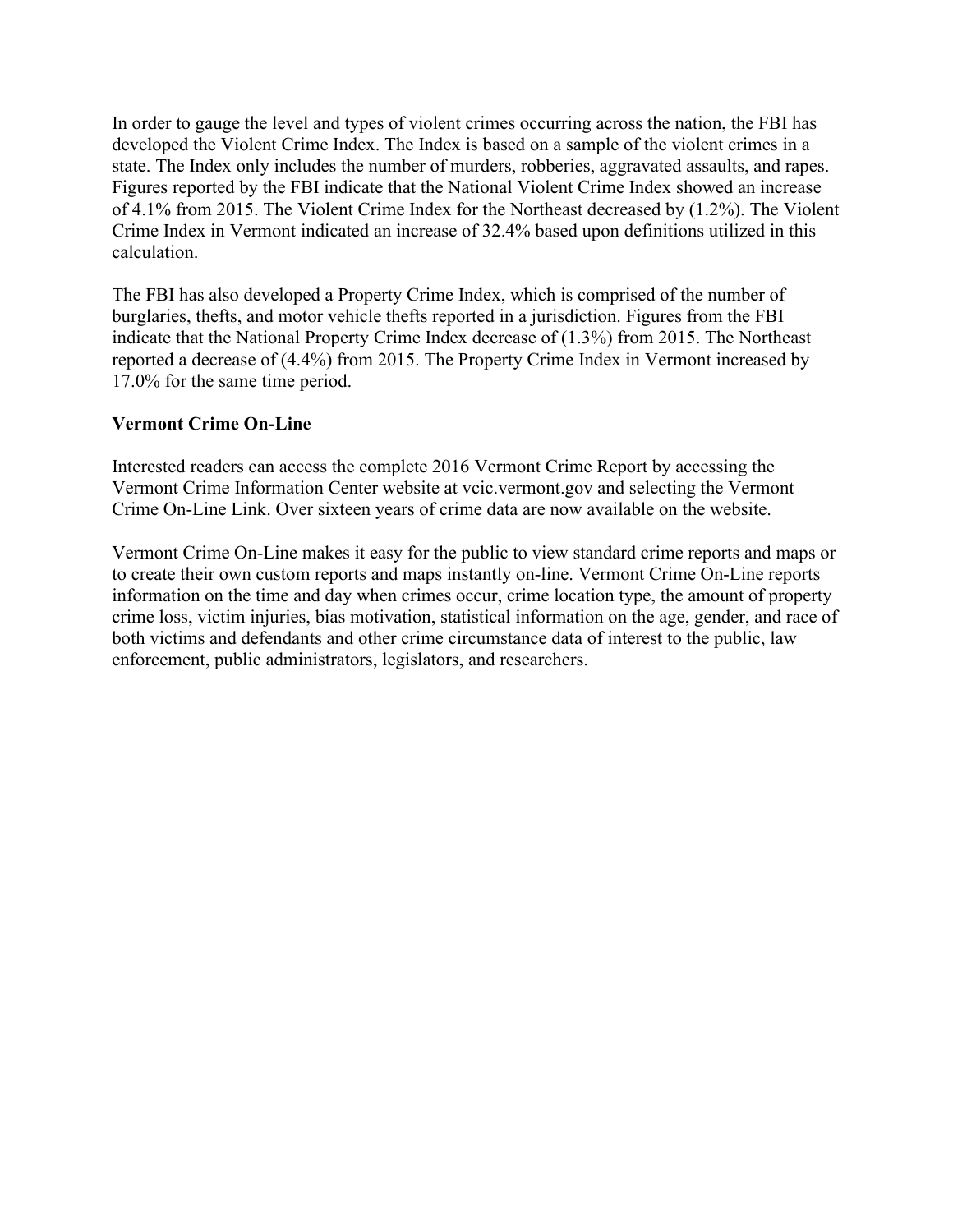In order to gauge the level and types of violent crimes occurring across the nation, the FBI has developed the Violent Crime Index. The Index is based on a sample of the violent crimes in a state. The Index only includes the number of murders, robberies, aggravated assaults, and rapes. Figures reported by the FBI indicate that the National Violent Crime Index showed an increase of 4.1% from 2015. The Violent Crime Index for the Northeast decreased by (1.2%). The Violent Crime Index in Vermont indicated an increase of 32.4% based upon definitions utilized in this calculation.

The FBI has also developed a Property Crime Index, which is comprised of the number of burglaries, thefts, and motor vehicle thefts reported in a jurisdiction. Figures from the FBI indicate that the National Property Crime Index decrease of (1.3%) from 2015. The Northeast reported a decrease of (4.4%) from 2015. The Property Crime Index in Vermont increased by 17.0% for the same time period.

**Vermont Crime On-Line**

Interested readers can access the complete 2016 Vermont Crime Report by accessing the Vermont Crime Information Center website at vcic.vermont.gov and selecting the Vermont Crime On-Line Link. Over sixteen years of crime data are now available on the website.

Vermont Crime On-Line makes it easy for the public to view standard crime reports and maps or to create their own custom reports and maps instantly on-line. Vermont Crime On-Line reports information on the time and day when crimes occur, crime location type, the amount of property crime loss, victim injuries, bias motivation, statistical information on the age, gender, and race of both victims and defendants and other crime circumstance data of interest to the public, law enforcement, public administrators, legislators, and researchers.